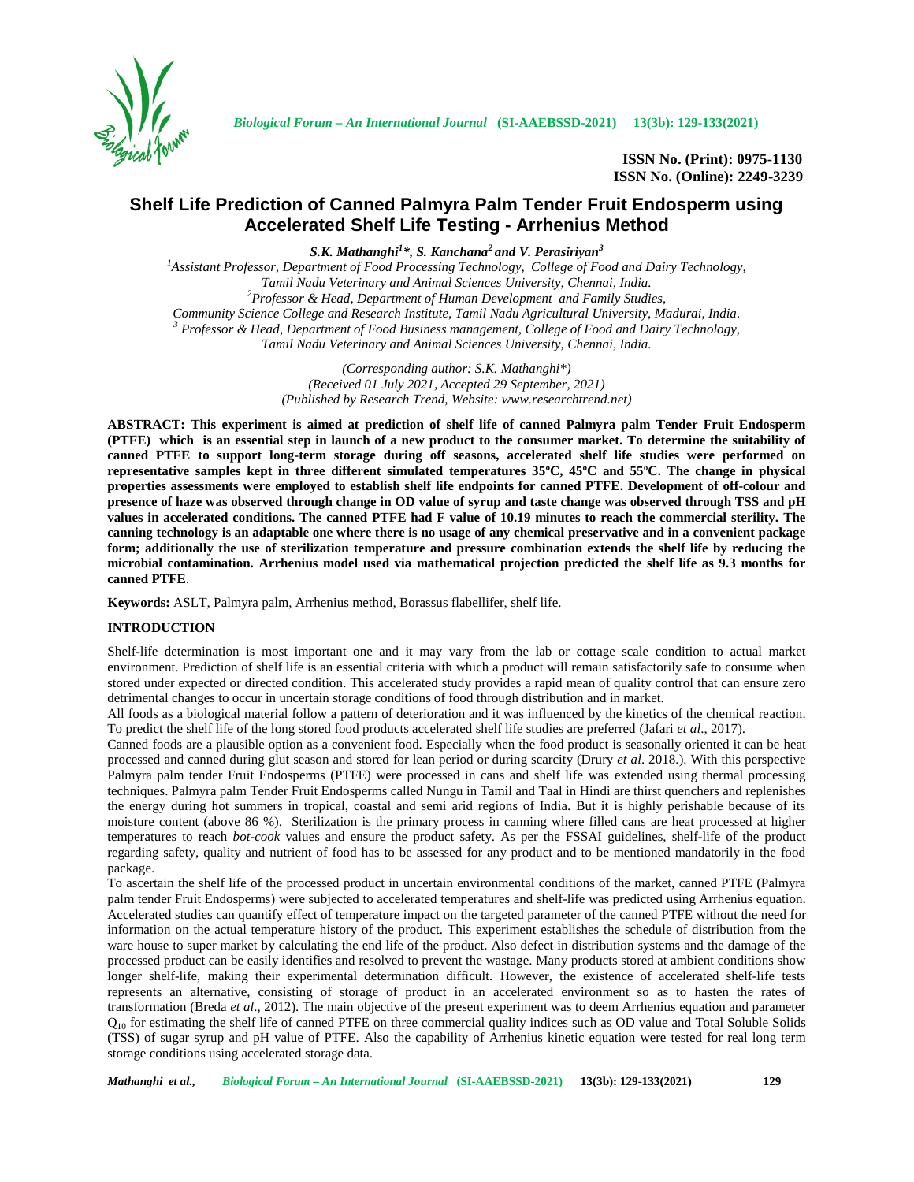**ISSN No. (Print): 0975-1130**
**ISSN No. (Online): 2249-3239**

# Shelf Life Prediction of Canned Palmyra Palm Tender Fruit Endosperm using Accelerated Shelf Life Testing - Arrhenius Method

***S.K. Mathanghi[1]\*, S. Kanchana[2] and V. Perasiriyan[3]***

*[1]Assistant Professor, Department of Food Processing Technology, College of Food and Dairy Technology, Tamil Nadu Veterinary and Animal Sciences University, Chennai, India.*
*[2]Professor & Head, Department of Human Development and Family Studies, Community Science College and Research Institute, Tamil Nadu Agricultural University, Madurai, India.*
*[3] Professor & Head, Department of Food Business management, College of Food and Dairy Technology, Tamil Nadu Veterinary and Animal Sciences University, Chennai, India.*

*(Corresponding author: S.K. Mathanghi\*)*
*(Received 01 July 2021, Accepted 29 September, 2021)*
*(Published by Research Trend, Website: www.researchtrend.net)*

**ABSTRACT: This experiment is aimed at prediction of shelf life of canned Palmyra palm Tender Fruit Endosperm (PTFE) which is an essential step in launch of a new product to the consumer market. To determine the suitability of canned PTFE to support long-term storage during off seasons, accelerated shelf life studies were performed on representative samples kept in three different simulated temperatures 35ºC, 45ºC and 55ºC. The change in physical properties assessments were employed to establish shelf life endpoints for canned PTFE. Development of off-colour and presence of haze was observed through change in OD value of syrup and taste change was observed through TSS and pH values in accelerated conditions. The canned PTFE had F value of 10.19 minutes to reach the commercial sterility. The canning technology is an adaptable one where there is no usage of any chemical preservative and in a convenient package form; additionally the use of sterilization temperature and pressure combination extends the shelf life by reducing the microbial contamination. Arrhenius model used via mathematical projection predicted the shelf life as 9.3 months for canned PTFE**.

**Keywords:** ASLT, Palmyra palm, Arrhenius method, Borassus flabellifer, shelf life.

## INTRODUCTION

Shelf-life determination is most important one and it may vary from the lab or cottage scale condition to actual market environment. Prediction of shelf life is an essential criteria with which a product will remain satisfactorily safe to consume when stored under expected or directed condition. This accelerated study provides a rapid mean of quality control that can ensure zero detrimental changes to occur in uncertain storage conditions of food through distribution and in market.

All foods as a biological material follow a pattern of deterioration and it was influenced by the kinetics of the chemical reaction. To predict the shelf life of the long stored food products accelerated shelf life studies are preferred (Jafari *et al*., 2017).

Canned foods are a plausible option as a convenient food. Especially when the food product is seasonally oriented it can be heat processed and canned during glut season and stored for lean period or during scarcity (Drury *et al*. 2018.). With this perspective Palmyra palm tender Fruit Endosperms (PTFE) were processed in cans and shelf life was extended using thermal processing techniques. Palmyra palm Tender Fruit Endosperms called Nungu in Tamil and Taal in Hindi are thirst quenchers and replenishes the energy during hot summers in tropical, coastal and semi arid regions of India. But it is highly perishable because of its moisture content (above 86 %). Sterilization is the primary process in canning where filled cans are heat processed at higher temperatures to reach *bot-cook* values and ensure the product safety. As per the FSSAI guidelines, shelf-life of the product regarding safety, quality and nutrient of food has to be assessed for any product and to be mentioned mandatorily in the food package.

To ascertain the shelf life of the processed product in uncertain environmental conditions of the market, canned PTFE (Palmyra palm tender Fruit Endosperms) were subjected to accelerated temperatures and shelf-life was predicted using Arrhenius equation. Accelerated studies can quantify effect of temperature impact on the targeted parameter of the canned PTFE without the need for information on the actual temperature history of the product. This experiment establishes the schedule of distribution from the ware house to super market by calculating the end life of the product. Also defect in distribution systems and the damage of the processed product can be easily identifies and resolved to prevent the wastage. Many products stored at ambient conditions show longer shelf-life, making their experimental determination difficult. However, the existence of accelerated shelf-life tests represents an alternative, consisting of storage of product in an accelerated environment so as to hasten the rates of transformation (Breda *et al*., 2012). The main objective of the present experiment was to deem Arrhenius equation and parameter $Q_{10}$ for estimating the shelf life of canned PTFE on three commercial quality indices such as OD value and Total Soluble Solids (TSS) of sugar syrup and pH value of PTFE. Also the capability of Arrhenius kinetic equation were tested for real long term storage conditions using accelerated storage data.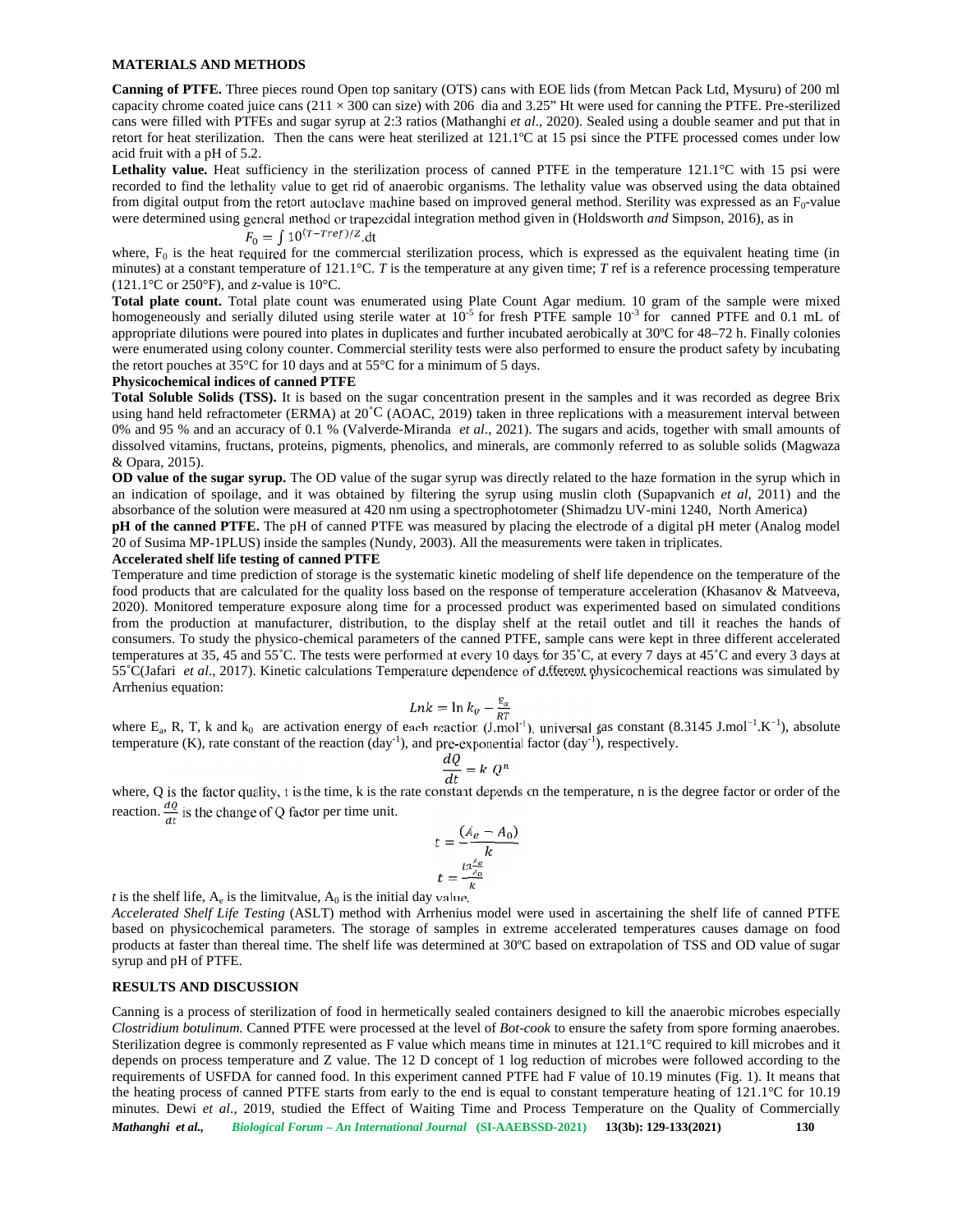## MATERIALS AND METHODS

**Canning of PTFE.** Three pieces round Open top sanitary (OTS) cans with EOE lids (from Metcan Pack Ltd, Mysuru) of 200 ml capacity chrome coated juice cans (211 × 300 can size) with 206 dia and 3.25" Ht were used for canning the PTFE. Pre-sterilized cans were filled with PTFEs and sugar syrup at 2:3 ratios (Mathanghi *et al*., 2020). Sealed using a double seamer and put that in retort for heat sterilization. Then the cans were heat sterilized at 121.1ºC at 15 psi since the PTFE processed comes under low acid fruit with a pH of 5.2.

**Lethality value.** Heat sufficiency in the sterilization process of canned PTFE in the temperature 121.1°C with 15 psi were recorded to find the lethality value to get rid of anaerobic organisms. The lethality value was observed using the data obtained from digital output from the retort autoclave machine based on improved general method. Sterility was expressed as an $F_0$-value were determined using general method or trapezoidal integration method given in (Holdsworth *and* Simpson, 2016), as in

$$F_0 = \int 10^{(T-Tref)/Z}.dt$$

where, $F_0$ is the heat required for the commercial sterilization process, which is expressed as the equivalent heating time (in minutes) at a constant temperature of 121.1°C. *T* is the temperature at any given time; *T* ref is a reference processing temperature (121.1°C or 250°F), and *z*-value is 10°C.

**Total plate count.** Total plate count was enumerated using Plate Count Agar medium. 10 gram of the sample were mixed homogeneously and serially diluted using sterile water at $10^{-5}$ for fresh PTFE sample $10^{-3}$ for canned PTFE and 0.1 mL of appropriate dilutions were poured into plates in duplicates and further incubated aerobically at 30ºC for 48–72 h. Finally colonies were enumerated using colony counter. Commercial sterility tests were also performed to ensure the product safety by incubating the retort pouches at 35°C for 10 days and at 55°C for a minimum of 5 days.

**Physicochemical indices of canned PTFE**

**Total Soluble Solids (TSS).** It is based on the sugar concentration present in the samples and it was recorded as degree Brix using hand held refractometer (ERMA) at 20˚C (AOAC, 2019) taken in three replications with a measurement interval between 0% and 95 % and an accuracy of 0.1 % (Valverde-Miranda *et al*., 2021). The sugars and acids, together with small amounts of dissolved vitamins, fructans, proteins, pigments, phenolics, and minerals, are commonly referred to as soluble solids (Magwaza & Opara, 2015).

**OD value of the sugar syrup.** The OD value of the sugar syrup was directly related to the haze formation in the syrup which in an indication of spoilage, and it was obtained by filtering the syrup using muslin cloth (Supapvanich *et al*, 2011) and the absorbance of the solution were measured at 420 nm using a spectrophotometer (Shimadzu UV-mini 1240, North America)

**pH of the canned PTFE.** The pH of canned PTFE was measured by placing the electrode of a digital pH meter (Analog model 20 of Susima MP-1PLUS) inside the samples (Nundy, 2003). All the measurements were taken in triplicates.

**Accelerated shelf life testing of canned PTFE**

Temperature and time prediction of storage is the systematic kinetic modeling of shelf life dependence on the temperature of the food products that are calculated for the quality loss based on the response of temperature acceleration (Khasanov & Matveeva, 2020). Monitored temperature exposure along time for a processed product was experimented based on simulated conditions from the production at manufacturer, distribution, to the display shelf at the retail outlet and till it reaches the hands of consumers. To study the physico-chemical parameters of the canned PTFE, sample cans were kept in three different accelerated temperatures at 35, 45 and 55˚C. The tests were performed at every 10 days for 35˚C, at every 7 days at 45˚C and every 3 days at 55˚C(Jafari *et al*., 2017). Kinetic calculations Temperature dependence of different physicochemical reactions was simulated by Arrhenius equation:

$$Lnk = \ln k_0 - \frac{E_a}{RT}$$

where $E_a$, R, T, k and $k_0$ are activation energy of each reaction (J.mol$^{-1}$), universal gas constant (8.3145 J.mol$^{-1}$.K$^{-1}$), absolute temperature (K), rate constant of the reaction (day$^{-1}$), and pre-exponential factor (day$^{-1}$), respectively.

$$\frac{dQ}{dt} = k\ Q^n$$

where, Q is the factor quality, t is the time, k is the rate constant depends on the temperature, n is the degree factor or order of the reaction. $\frac{dQ}{dt}$ is the change of Q factor per time unit.

$$t = \frac{(A_e - A_0)}{k}$$

$$t = \frac{\ln\frac{A_e}{A_0}}{k}$$

*t* is the shelf life, $A_e$ is the limitvalue, $A_0$ is the initial day value.

*Accelerated Shelf Life Testing* (ASLT) method with Arrhenius model were used in ascertaining the shelf life of canned PTFE based on physicochemical parameters. The storage of samples in extreme accelerated temperatures causes damage on food products at faster than thereal time. The shelf life was determined at 30ºC based on extrapolation of TSS and OD value of sugar syrup and pH of PTFE.

## RESULTS AND DISCUSSION

Canning is a process of sterilization of food in hermetically sealed containers designed to kill the anaerobic microbes especially *Clostridium botulinum.* Canned PTFE were processed at the level of *Bot-cook* to ensure the safety from spore forming anaerobes. Sterilization degree is commonly represented as F value which means time in minutes at 121.1°C required to kill microbes and it depends on process temperature and Z value. The 12 D concept of 1 log reduction of microbes were followed according to the requirements of USFDA for canned food. In this experiment canned PTFE had F value of 10.19 minutes (Fig. 1). It means that the heating process of canned PTFE starts from early to the end is equal to constant temperature heating of 121.1°C for 10.19 minutes. Dewi *et al.,* 2019, studied the Effect of Waiting Time and Process Temperature on the Quality of Commercially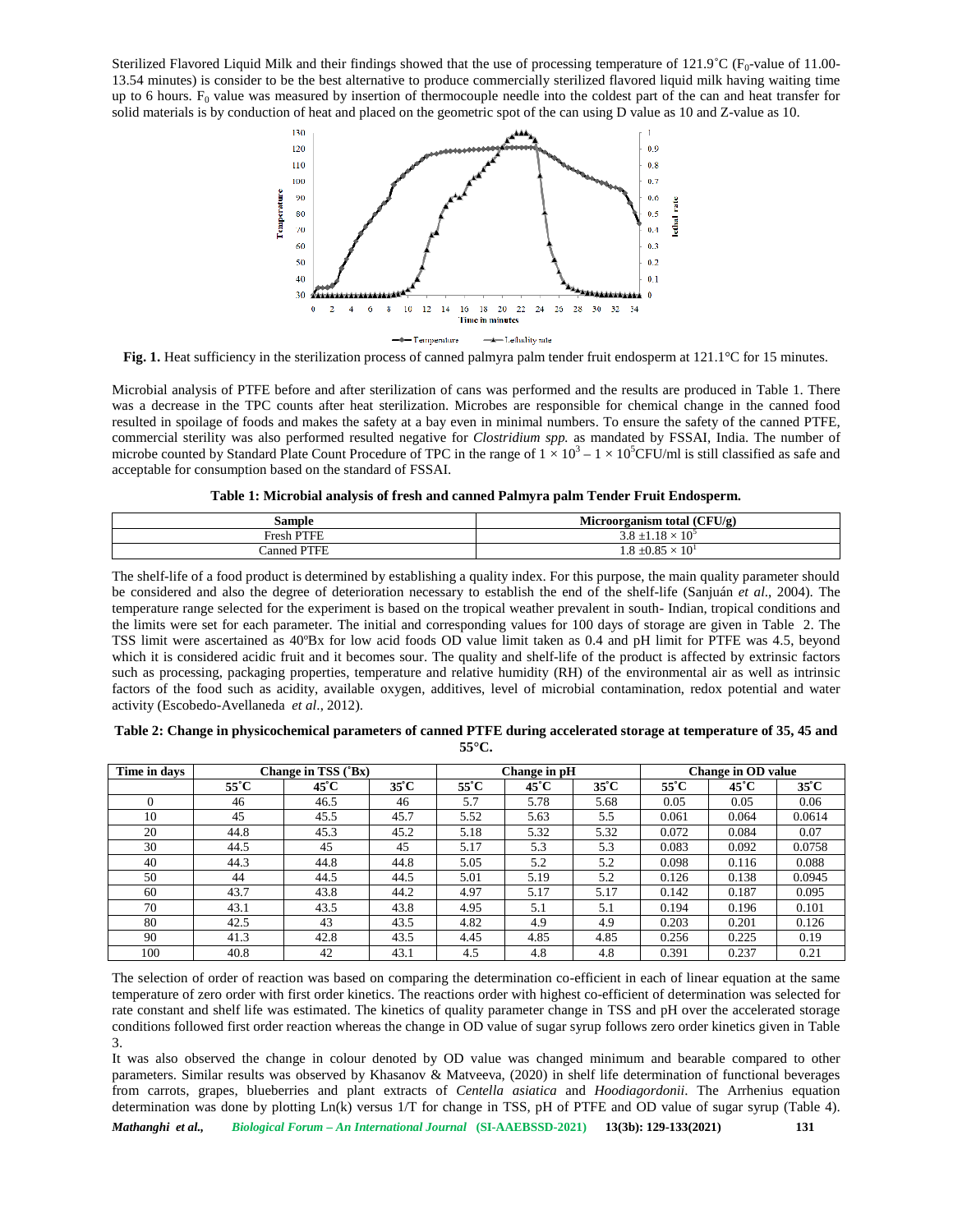Sterilized Flavored Liquid Milk and their findings showed that the use of processing temperature of 121.9˚C ($F_0$-value of 11.00-13.54 minutes) is consider to be the best alternative to produce commercially sterilized flavored liquid milk having waiting time up to 6 hours. $F_0$ value was measured by insertion of thermocouple needle into the coldest part of the can and heat transfer for solid materials is by conduction of heat and placed on the geometric spot of the can using D value as 10 and Z-value as 10.

**Fig. 1.** Heat sufficiency in the sterilization process of canned palmyra palm tender fruit endosperm at 121.1°C for 15 minutes.

Microbial analysis of PTFE before and after sterilization of cans was performed and the results are produced in Table 1. There was a decrease in the TPC counts after heat sterilization. Microbes are responsible for chemical change in the canned food resulted in spoilage of foods and makes the safety at a bay even in minimal numbers. To ensure the safety of the canned PTFE, commercial sterility was also performed resulted negative for *Clostridium spp.* as mandated by FSSAI, India. The number of microbe counted by Standard Plate Count Procedure of TPC in the range of $1 \times 10^3 - 1 \times 10^5$CFU/ml is still classified as safe and acceptable for consumption based on the standard of FSSAI.

**Table 1: Microbial analysis of fresh and canned Palmyra palm Tender Fruit Endosperm.**

| Sample | Microorganism total (CFU/g) |
|---|---|
| Fresh PTFE | $3.8 \pm 1.18 \times 10^5$ |
| Canned PTFE | $1.8 \pm 0.85 \times 10^1$ |

The shelf-life of a food product is determined by establishing a quality index. For this purpose, the main quality parameter should be considered and also the degree of deterioration necessary to establish the end of the shelf-life (Sanjuán *et al*., 2004). The temperature range selected for the experiment is based on the tropical weather prevalent in south- Indian, tropical conditions and the limits were set for each parameter. The initial and corresponding values for 100 days of storage are given in Table 2. The TSS limit were ascertained as 40ºBx for low acid foods OD value limit taken as 0.4 and pH limit for PTFE was 4.5, beyond which it is considered acidic fruit and it becomes sour. The quality and shelf-life of the product is affected by extrinsic factors such as processing, packaging properties, temperature and relative humidity (RH) of the environmental air as well as intrinsic factors of the food such as acidity, available oxygen, additives, level of microbial contamination, redox potential and water activity (Escobedo-Avellaneda *et al*., 2012).

**Table 2: Change in physicochemical parameters of canned PTFE during accelerated storage at temperature of 35, 45 and 55°C.**

| Time in days | Change in TSS (˚Bx) | | | Change in pH | | | Change in OD value | | |
|---|---|---|---|---|---|---|---|---|---|
| | 55˚C | 45˚C | 35˚C | 55˚C | 45˚C | 35˚C | 55˚C | 45˚C | 35˚C |
| 0 | 46 | 46.5 | 46 | 5.7 | 5.78 | 5.68 | 0.05 | 0.05 | 0.06 |
| 10 | 45 | 45.5 | 45.7 | 5.52 | 5.63 | 5.5 | 0.061 | 0.064 | 0.0614 |
| 20 | 44.8 | 45.3 | 45.2 | 5.18 | 5.32 | 5.32 | 0.072 | 0.084 | 0.07 |
| 30 | 44.5 | 45 | 45 | 5.17 | 5.3 | 5.3 | 0.083 | 0.092 | 0.0758 |
| 40 | 44.3 | 44.8 | 44.8 | 5.05 | 5.2 | 5.2 | 0.098 | 0.116 | 0.088 |
| 50 | 44 | 44.5 | 44.5 | 5.01 | 5.19 | 5.2 | 0.126 | 0.138 | 0.0945 |
| 60 | 43.7 | 43.8 | 44.2 | 4.97 | 5.17 | 5.17 | 0.142 | 0.187 | 0.095 |
| 70 | 43.1 | 43.5 | 43.8 | 4.95 | 5.1 | 5.1 | 0.194 | 0.196 | 0.101 |
| 80 | 42.5 | 43 | 43.5 | 4.82 | 4.9 | 4.9 | 0.203 | 0.201 | 0.126 |
| 90 | 41.3 | 42.8 | 43.5 | 4.45 | 4.85 | 4.85 | 0.256 | 0.225 | 0.19 |
| 100 | 40.8 | 42 | 43.1 | 4.5 | 4.8 | 4.8 | 0.391 | 0.237 | 0.21 |

The selection of order of reaction was based on comparing the determination co-efficient in each of linear equation at the same temperature of zero order with first order kinetics. The reactions order with highest co-efficient of determination was selected for rate constant and shelf life was estimated. The kinetics of quality parameter change in TSS and pH over the accelerated storage conditions followed first order reaction whereas the change in OD value of sugar syrup follows zero order kinetics given in Table 3.

It was also observed the change in colour denoted by OD value was changed minimum and bearable compared to other parameters. Similar results was observed by Khasanov & Matveeva, (2020) in shelf life determination of functional beverages from carrots, grapes, blueberries and plant extracts of *Centella asiatica* and *Hoodiagordonii*. The Arrhenius equation determination was done by plotting Ln(k) versus 1/T for change in TSS, pH of PTFE and OD value of sugar syrup (Table 4).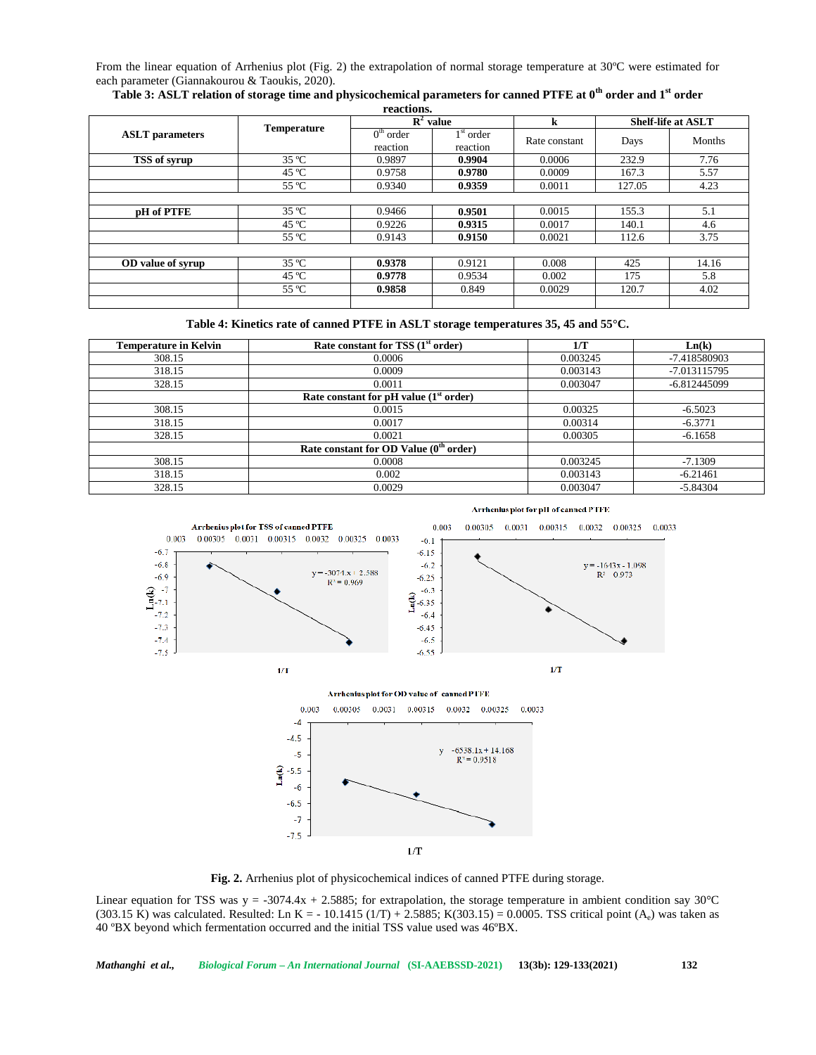From the linear equation of Arrhenius plot (Fig. 2) the extrapolation of normal storage temperature at 30ºC were estimated for each parameter (Giannakourou & Taoukis, 2020).

**Table 3: ASLT relation of storage time and physicochemical parameters for canned PTFE at $0^{th}$ order and $1^{st}$ order reactions.**

| ASLT parameters | Temperature | $R^2$ value | | k | Shelf-life at ASLT | |
|---|---|---|---|---|---|---|
| | | $0^{th}$ order reaction | $1^{st}$ order reaction | Rate constant | Days | Months |
| **TSS of syrup** | 35 ºC | 0.9897 | **0.9904** | 0.0006 | 232.9 | 7.76 |
| | 45 ºC | 0.9758 | **0.9780** | 0.0009 | 167.3 | 5.57 |
| | 55 ºC | 0.9340 | **0.9359** | 0.0011 | 127.05 | 4.23 |
| | | | | | | |
| **pH of PTFE** | 35 ºC | 0.9466 | **0.9501** | 0.0015 | 155.3 | 5.1 |
| | 45 ºC | 0.9226 | **0.9315** | 0.0017 | 140.1 | 4.6 |
| | 55 ºC | 0.9143 | **0.9150** | 0.0021 | 112.6 | 3.75 |
| | | | | | | |
| **OD value of syrup** | 35 ºC | **0.9378** | 0.9121 | 0.008 | 425 | 14.16 |
| | 45 ºC | **0.9778** | 0.9534 | 0.002 | 175 | 5.8 |
| | 55 ºC | **0.9858** | 0.849 | 0.0029 | 120.7 | 4.02 |
| | | | | | | |

**Table 4: Kinetics rate of canned PTFE in ASLT storage temperatures 35, 45 and 55°C.**

| Temperature in Kelvin | Rate constant for TSS ($1^{st}$ order) | 1/T | Ln(k) |
|---|---|---|---|
| 308.15 | 0.0006 | 0.003245 | -7.418580903 |
| 318.15 | 0.0009 | 0.003143 | -7.013115795 |
| 328.15 | 0.0011 | 0.003047 | -6.812445099 |
| | **Rate constant for pH value ($1^{st}$ order)** | | |
| 308.15 | 0.0015 | 0.00325 | -6.5023 |
| 318.15 | 0.0017 | 0.00314 | -6.3771 |
| 328.15 | 0.0021 | 0.00305 | -6.1658 |
| | **Rate constant for OD Value ($0^{th}$ order)** | | |
| 308.15 | 0.0008 | 0.003245 | -7.1309 |
| 318.15 | 0.002 | 0.003143 | -6.21461 |
| 328.15 | 0.0029 | 0.003047 | -5.84304 |

**Fig. 2.** Arrhenius plot of physicochemical indices of canned PTFE during storage.

Linear equation for TSS was y = -3074.4x + 2.5885; for extrapolation, the storage temperature in ambient condition say 30°C (303.15 K) was calculated. Resulted: Ln K = - 10.1415 (1/T) + 2.5885; K(303.15) = 0.0005. TSS critical point ($A_e$) was taken as 40 ºBX beyond which fermentation occurred and the initial TSS value used was 46ºBX.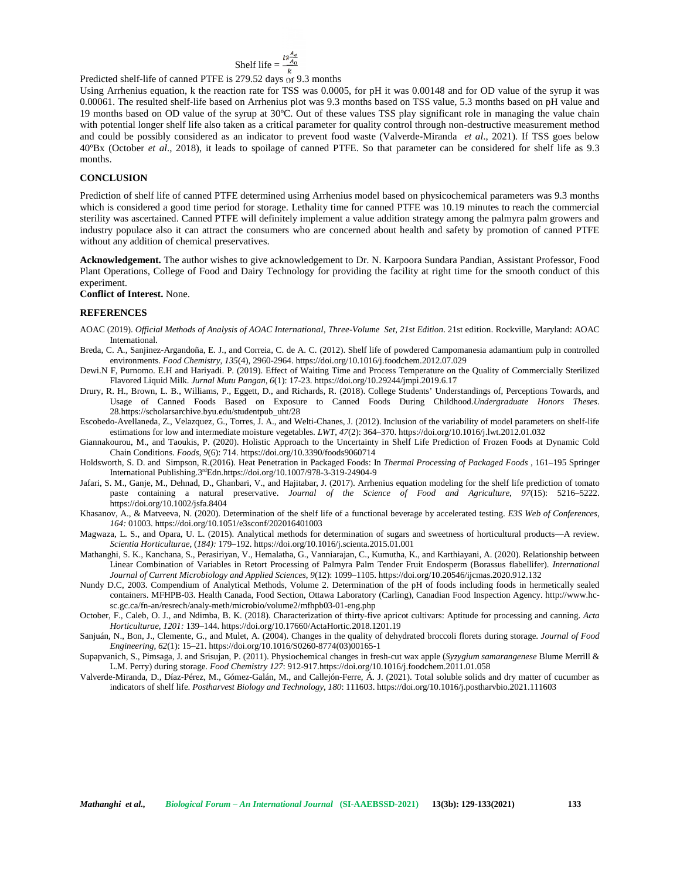$$\text{Shelf life} = \frac{\ln\frac{A_e}{A_0}}{k}$$

Predicted shelf-life of canned PTFE is 279.52 days or 9.3 months

Using Arrhenius equation, k the reaction rate for TSS was 0.0005, for pH it was 0.00148 and for OD value of the syrup it was 0.00061. The resulted shelf-life based on Arrhenius plot was 9.3 months based on TSS value, 5.3 months based on pH value and 19 months based on OD value of the syrup at 30ºC. Out of these values TSS play significant role in managing the value chain with potential longer shelf life also taken as a critical parameter for quality control through non-destructive measurement method and could be possibly considered as an indicator to prevent food waste (Valverde-Miranda *et al*., 2021). If TSS goes below 40ºBx (October *et al*., 2018), it leads to spoilage of canned PTFE. So that parameter can be considered for shelf life as 9.3 months.

## CONCLUSION

Prediction of shelf life of canned PTFE determined using Arrhenius model based on physicochemical parameters was 9.3 months which is considered a good time period for storage. Lethality time for canned PTFE was 10.19 minutes to reach the commercial sterility was ascertained. Canned PTFE will definitely implement a value addition strategy among the palmyra palm growers and industry populace also it can attract the consumers who are concerned about health and safety by promotion of canned PTFE without any addition of chemical preservatives.

**Acknowledgement.** The author wishes to give acknowledgement to Dr. N. Karpoora Sundara Pandian, Assistant Professor, Food Plant Operations, College of Food and Dairy Technology for providing the facility at right time for the smooth conduct of this experiment.

**Conflict of Interest.** None.

## REFERENCES

AOAC (2019). *Official Methods of Analysis of AOAC International, Three-Volume Set, 21st Edition*. 21st edition. Rockville, Maryland: AOAC International.

Breda, C. A., Sanjinez-Argandoña, E. J., and Correia, C. de A. C. (2012). Shelf life of powdered Campomanesia adamantium pulp in controlled environments. *Food Chemistry, 135*(4), 2960-2964. https://doi.org/10.1016/j.foodchem.2012.07.029

Dewi.N F, Purnomo. E.H and Hariyadi. P. (2019). Effect of Waiting Time and Process Temperature on the Quality of Commercially Sterilized Flavored Liquid Milk. *Jurnal Mutu Pangan, 6*(1): 17-23. https://doi.org/10.29244/jmpi.2019.6.17

Drury, R. H., Brown, L. B., Williams, P., Eggett, D., and Richards, R. (2018). College Students' Understandings of, Perceptions Towards, and Usage of Canned Foods Based on Exposure to Canned Foods During Childhood.*Undergraduate Honors Theses*. 28.https://scholarsarchive.byu.edu/studentpub_uht/28

Escobedo-Avellaneda, Z., Velazquez, G., Torres, J. A., and Welti-Chanes, J. (2012). Inclusion of the variability of model parameters on shelf-life estimations for low and intermediate moisture vegetables. *LWT, 47*(2): 364–370. https://doi.org/10.1016/j.lwt.2012.01.032

Giannakourou, M., and Taoukis, P. (2020). Holistic Approach to the Uncertainty in Shelf Life Prediction of Frozen Foods at Dynamic Cold Chain Conditions. *Foods, 9*(6): 714. https://doi.org/10.3390/foods9060714

Holdsworth, S. D. and Simpson, R.(2016). Heat Penetration in Packaged Foods: In *Thermal Processing of Packaged Foods* , 161–195 Springer International Publishing.3rdEdn.https://doi.org/10.1007/978-3-319-24904-9

Jafari, S. M., Ganje, M., Dehnad, D., Ghanbari, V., and Hajitabar, J. (2017). Arrhenius equation modeling for the shelf life prediction of tomato paste containing a natural preservative. *Journal of the Science of Food and Agriculture, 97*(15): 5216–5222. https://doi.org/10.1002/jsfa.8404

Khasanov, A., & Matveeva, N. (2020). Determination of the shelf life of a functional beverage by accelerated testing. *E3S Web of Conferences, 164:* 01003. https://doi.org/10.1051/e3sconf/202016401003

Magwaza, L. S., and Opara, U. L. (2015). Analytical methods for determination of sugars and sweetness of horticultural products—A review. *Scientia Horticulturae*, (*184):* 179–192. https://doi.org/10.1016/j.scienta.2015.01.001

Mathanghi, S. K., Kanchana, S., Perasiriyan, V., Hemalatha, G., Vanniarajan, C., Kumutha, K., and Karthiayani, A. (2020). Relationship between Linear Combination of Variables in Retort Processing of Palmyra Palm Tender Fruit Endosperm (Borassus flabellifer). *International Journal of Current Microbiology and Applied Sciences, 9*(12): 1099–1105. https://doi.org/10.20546/ijcmas.2020.912.132

Nundy D.C, 2003. Compendium of Analytical Methods, Volume 2. Determination of the pH of foods including foods in hermetically sealed containers. MFHPB-03. Health Canada, Food Section, Ottawa Laboratory (Carling), Canadian Food Inspection Agency. http://www.hc-sc.gc.ca/fn-an/resrech/analy-meth/microbio/volume2/mfhpb03-01-eng.php

October, F., Caleb, O. J., and Ndimba, B. K. (2018). Characterization of thirty-five apricot cultivars: Aptitude for processing and canning. *Acta Horticulturae, 1201:* 139–144. https://doi.org/10.17660/ActaHortic.2018.1201.19

Sanjuán, N., Bon, J., Clemente, G., and Mulet, A. (2004). Changes in the quality of dehydrated broccoli florets during storage. *Journal of Food Engineering, 62*(1): 15–21. https://doi.org/10.1016/S0260-8774(03)00165-1

Supapvanich, S., Pimsaga, J. and Srisujan, P. (2011). Physiochemical changes in fresh-cut wax apple (*Syzygium samarangenese* Blume Merrill & L.M. Perry) during storage. *Food Chemistry 127*: 912-917.https://doi.org/10.1016/j.foodchem.2011.01.058

Valverde-Miranda, D., Díaz-Pérez, M., Gómez-Galán, M., and Callejón-Ferre, Á. J. (2021). Total soluble solids and dry matter of cucumber as indicators of shelf life. *Postharvest Biology and Technology, 180*: 111603. https://doi.org/10.1016/j.postharvbio.2021.111603